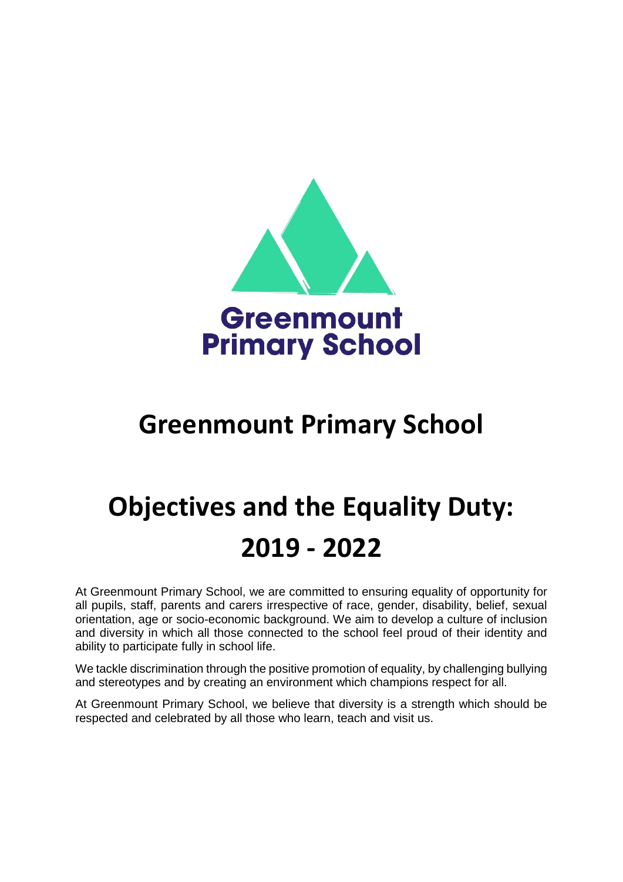# Greenmount Primary School

# Objectives and the Equality Duty: 2019 - 2022

At Greenmount Primary School, we are committed to ensuring equality of opportunity for all pupils, staff, parents and carers irrespective of race, gender, disability, belief, sexual orientation, age or socio-economic background. We aim to develop a culture of inclusion and diversity in which all those connected to the school feel proud of their identity and ability to participate fully in school life.

We tackle discrimination through the positive promotion of equality, by challenging bullying and stereotypes and by creating an environment which champions respect for all.

At Greenmount Primary School, we believe that diversity is a strength which should be respected and celebrated by all those who learn, teach and visit us.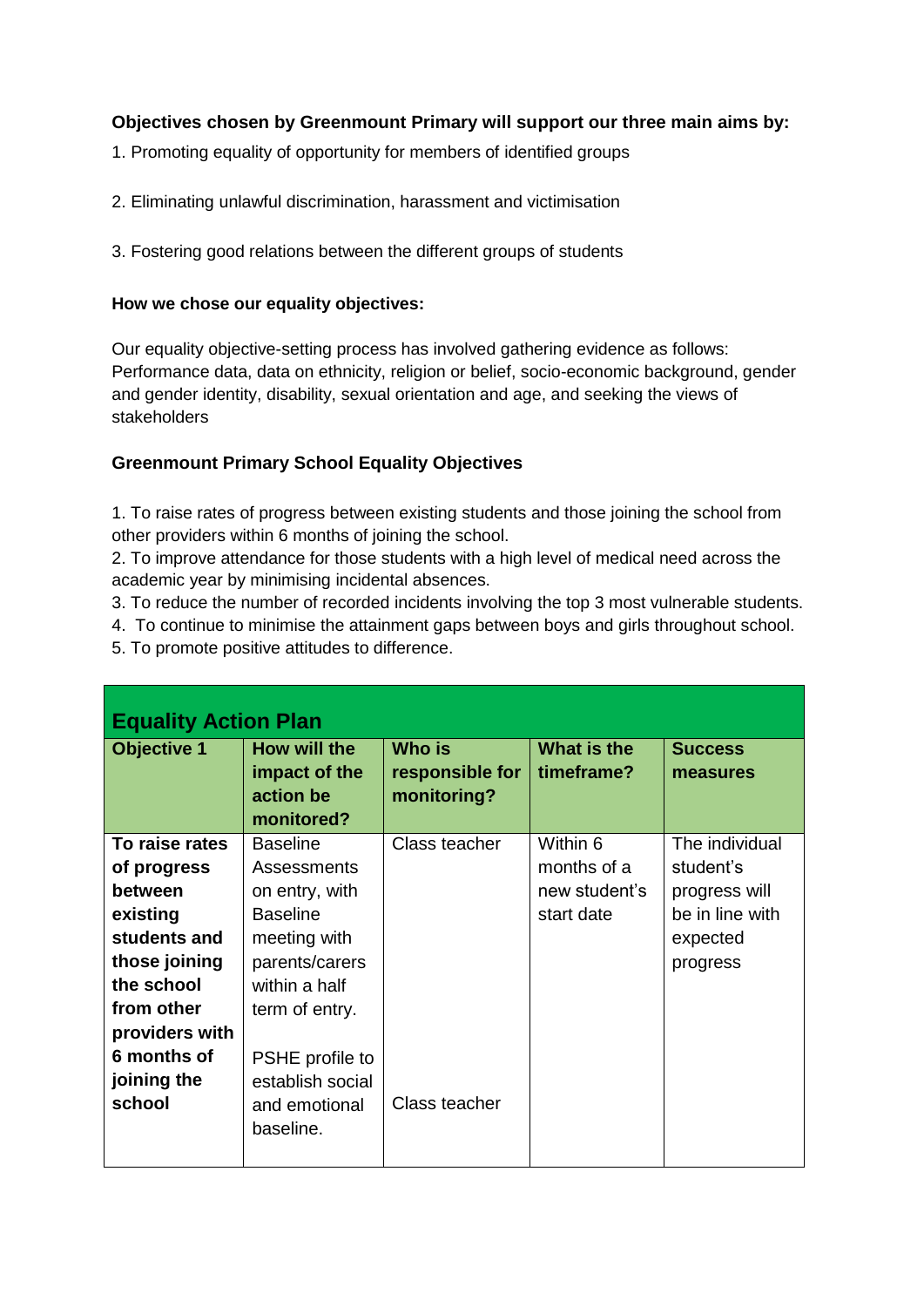**Objectives chosen by Greenmount Primary will support our three main aims by:**

1. Promoting equality of opportunity for members of identified groups

2. Eliminating unlawful discrimination, harassment and victimisation

3. Fostering good relations between the different groups of students

**How we chose our equality objectives:**

Our equality objective-setting process has involved gathering evidence as follows: Performance data, data on ethnicity, religion or belief, socio-economic background, gender and gender identity, disability, sexual orientation and age, and seeking the views of stakeholders

**Greenmount Primary School Equality Objectives**

1. To raise rates of progress between existing students and those joining the school from other providers within 6 months of joining the school.
2. To improve attendance for those students with a high level of medical need across the academic year by minimising incidental absences.
3. To reduce the number of recorded incidents involving the top 3 most vulnerable students.
4. To continue to minimise the attainment gaps between boys and girls throughout school.
5. To promote positive attitudes to difference.

| **Equality Action Plan** | | | | |
|---|---|---|---|---|
| **Objective 1** | **How will the impact of the action be monitored?** | **Who is responsible for monitoring?** | **What is the timeframe?** | **Success measures** |
| **To raise rates of progress between existing students and those joining the school from other providers with 6 months of joining the school** | Baseline Assessments on entry, with Baseline meeting with parents/carers within a half term of entry.<br><br>PSHE profile to establish social and emotional baseline. | Class teacher<br><br>Class teacher | Within 6 months of a new student's start date | The individual student's progress will be in line with expected progress |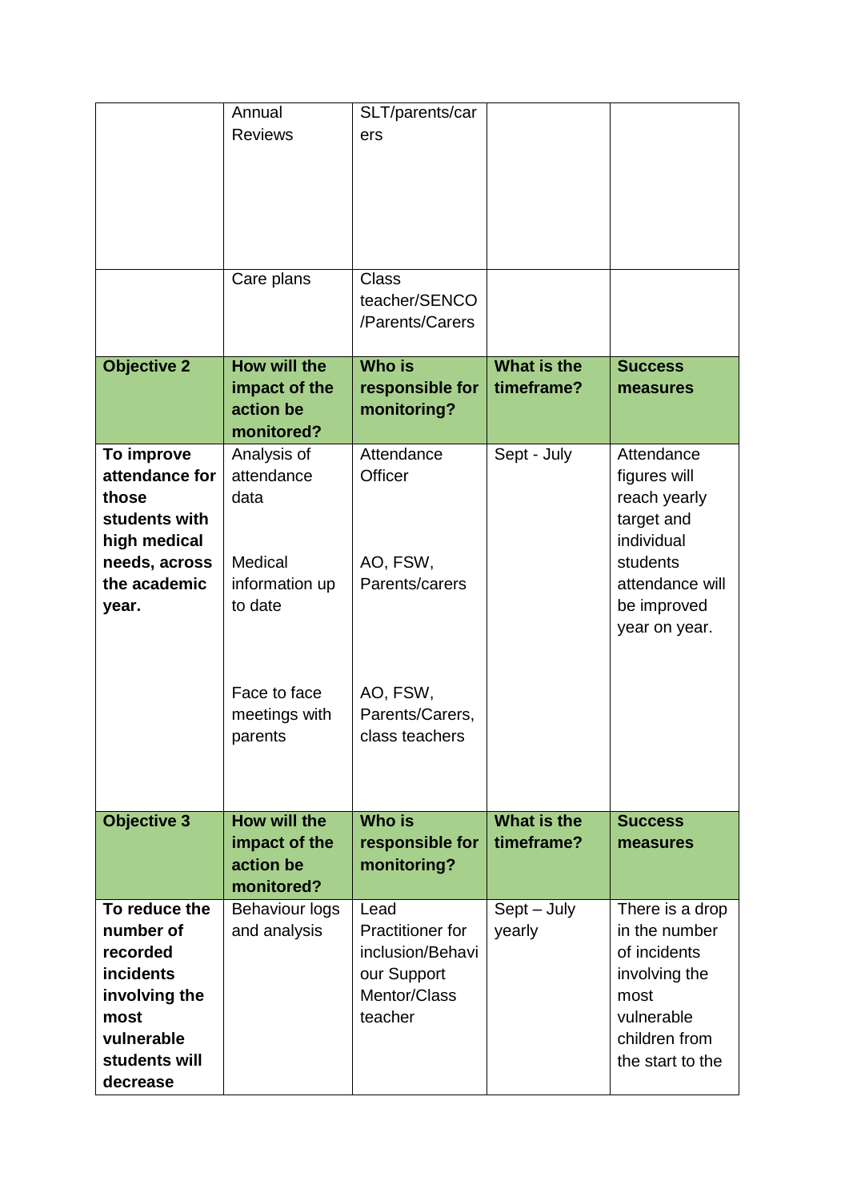| | | | | |
|---|---|---|---|---|
| | Annual Reviews | SLT/parents/carers | | |
| | Care plans | Class teacher/SENCO /Parents/Carers | | |
| **Objective 2** | **How will the impact of the action be monitored?** | **Who is responsible for monitoring?** | **What is the timeframe?** | **Success measures** |
| **To improve attendance for those students with high medical needs, across the academic year.** | Analysis of attendance data<br><br>Medical information up to date<br><br>Face to face meetings with parents | Attendance Officer<br><br>AO, FSW, Parents/carers<br><br>AO, FSW, Parents/Carers, class teachers | Sept - July | Attendance figures will reach yearly target and individual students attendance will be improved year on year. |
| **Objective 3** | **How will the impact of the action be monitored?** | **Who is responsible for monitoring?** | **What is the timeframe?** | **Success measures** |
| **To reduce the number of recorded incidents involving the most vulnerable students will decrease** | Behaviour logs and analysis | Lead Practitioner for inclusion/Behaviour Support Mentor/Class teacher | Sept – July yearly | There is a drop in the number of incidents involving the most vulnerable children from the start to the |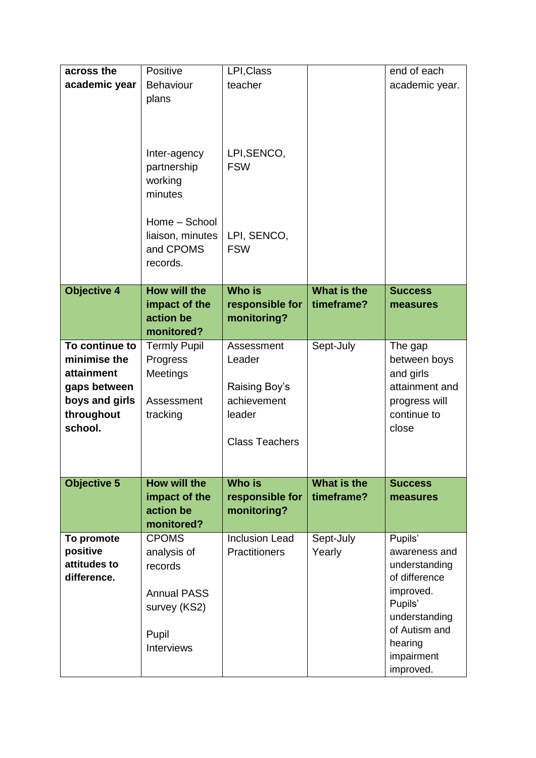| across the academic year | Positive Behaviour plans<br><br>Inter-agency partnership working minutes<br><br>Home – School liaison, minutes and CPOMS records. | LPI,Class teacher<br><br>LPI,SENCO, FSW<br><br>LPI, SENCO, FSW | | end of each academic year. |
|---|---|---|---|---|
| **Objective 4** | **How will the impact of the action be monitored?** | **Who is responsible for monitoring?** | **What is the timeframe?** | **Success measures** |
| **To continue to minimise the attainment gaps between boys and girls throughout school.** | Termly Pupil Progress Meetings<br><br>Assessment tracking | Assessment Leader<br><br>Raising Boy's achievement leader<br><br>Class Teachers | Sept-July | The gap between boys and girls attainment and progress will continue to close |
| **Objective 5** | **How will the impact of the action be monitored?** | **Who is responsible for monitoring?** | **What is the timeframe?** | **Success measures** |
| **To promote positive attitudes to difference.** | CPOMS analysis of records<br><br>Annual PASS survey (KS2)<br><br>Pupil Interviews | Inclusion Lead Practitioners | Sept-July Yearly | Pupils' awareness and understanding of difference improved. Pupils' understanding of Autism and hearing impairment improved. |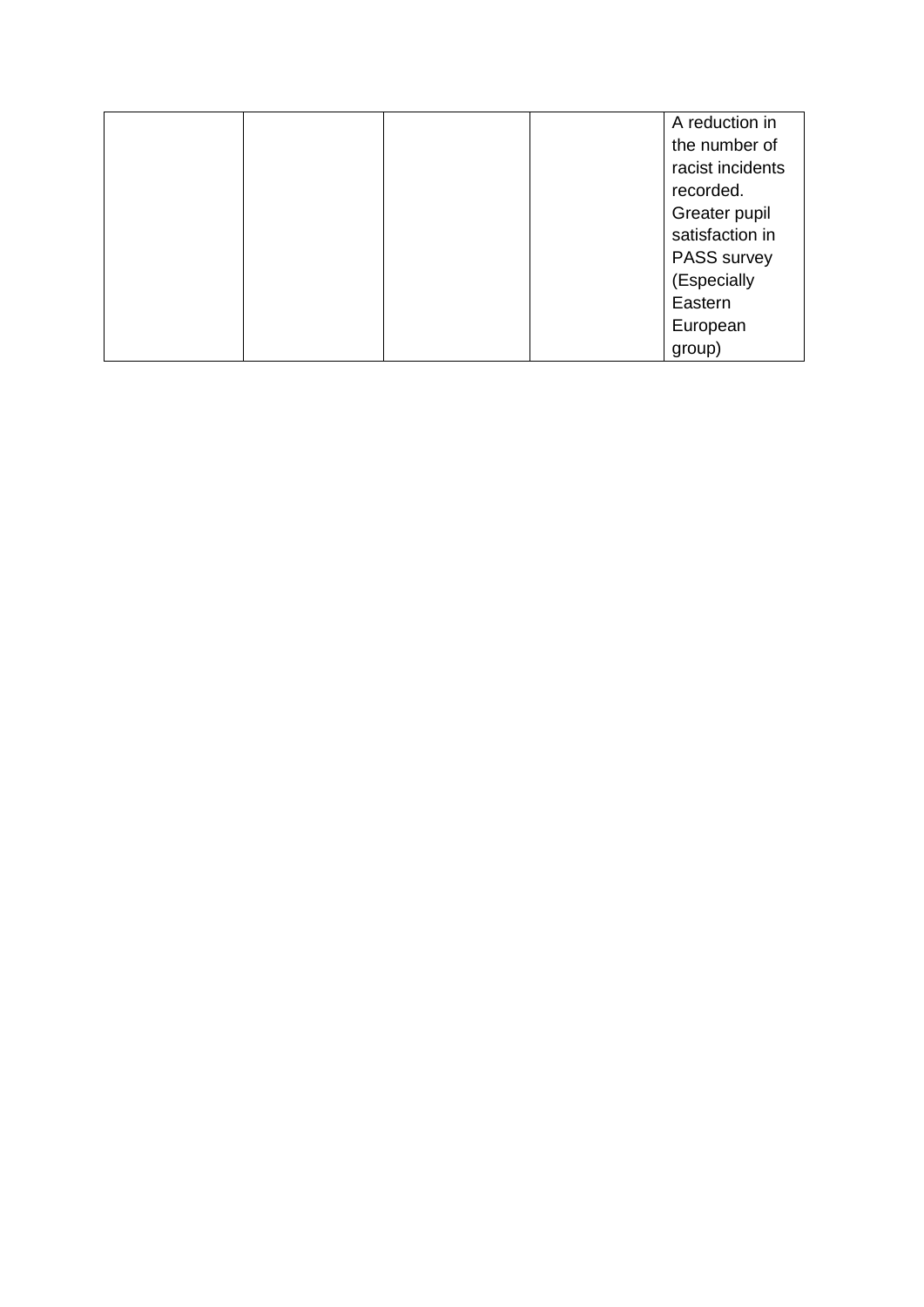| | | | | |
|---|---|---|---|---|
| | | | | A reduction in the number of racist incidents recorded. Greater pupil satisfaction in PASS survey (Especially Eastern European group) |